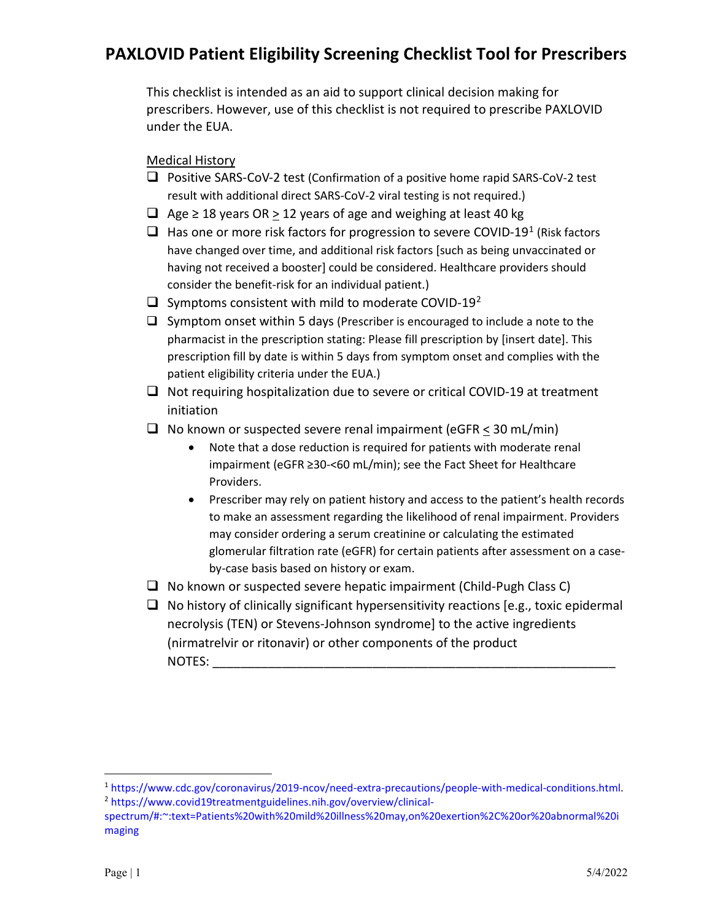# PAXLOVID Patient Eligibility Screening Checklist Tool for Prescribers

This checklist is intended as an aid to support clinical decision making for prescribers. However, use of this checklist is not required to prescribe PAXLOVID under the EUA.

Medical History

- ❑ Positive SARS-CoV-2 test (Confirmation of a positive home rapid SARS-CoV-2 test result with additional direct SARS-CoV-2 viral testing is not required.)
- ❑ Age ≥ 18 years OR ≥ 12 years of age and weighing at least 40 kg
- ❑ Has one or more risk factors for progression to severe COVID-19[1] (Risk factors have changed over time, and additional risk factors [such as being unvaccinated or having not received a booster] could be considered. Healthcare providers should consider the benefit-risk for an individual patient.)
- ❑ Symptoms consistent with mild to moderate COVID-19[2]
- ❑ Symptom onset within 5 days (Prescriber is encouraged to include a note to the pharmacist in the prescription stating: Please fill prescription by [insert date]. This prescription fill by date is within 5 days from symptom onset and complies with the patient eligibility criteria under the EUA.)
- ❑ Not requiring hospitalization due to severe or critical COVID-19 at treatment initiation
- ❑ No known or suspected severe renal impairment (eGFR ≤ 30 mL/min)
  - Note that a dose reduction is required for patients with moderate renal impairment (eGFR ≥30-<60 mL/min); see the Fact Sheet for Healthcare Providers.
  - Prescriber may rely on patient history and access to the patient's health records to make an assessment regarding the likelihood of renal impairment. Providers may consider ordering a serum creatinine or calculating the estimated glomerular filtration rate (eGFR) for certain patients after assessment on a case-by-case basis based on history or exam.
- ❑ No known or suspected severe hepatic impairment (Child-Pugh Class C)
- ❑ No history of clinically significant hypersensitivity reactions [e.g., toxic epidermal necrolysis (TEN) or Stevens-Johnson syndrome] to the active ingredients (nirmatrelvir or ritonavir) or other components of the product

  NOTES: ____________________________________________________________

---

[1] https://www.cdc.gov/coronavirus/2019-ncov/need-extra-precautions/people-with-medical-conditions.html.

[2] https://www.covid19treatmentguidelines.nih.gov/overview/clinical-spectrum/#:~:text=Patients%20with%20mild%20illness%20may,on%20exertion%2C%20or%20abnormal%20imaging

5/4/2022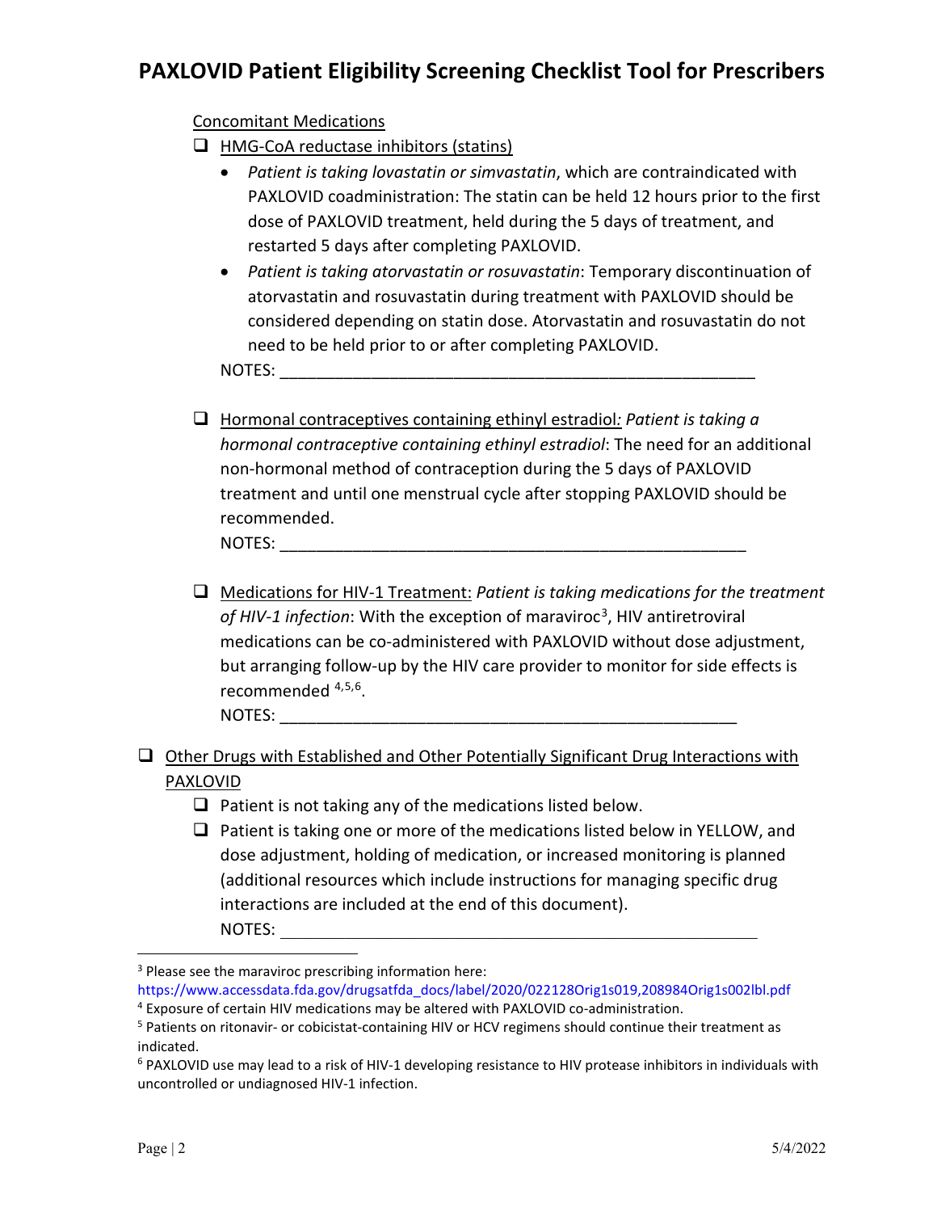# PAXLOVID Patient Eligibility Screening Checklist Tool for Prescribers

Concomitant Medications

- ☐ HMG-CoA reductase inhibitors (statins)
  - *Patient is taking lovastatin or simvastatin*, which are contraindicated with PAXLOVID coadministration: The statin can be held 12 hours prior to the first dose of PAXLOVID treatment, held during the 5 days of treatment, and restarted 5 days after completing PAXLOVID.
  - *Patient is taking atorvastatin or rosuvastatin*: Temporary discontinuation of atorvastatin and rosuvastatin during treatment with PAXLOVID should be considered depending on statin dose. Atorvastatin and rosuvastatin do not need to be held prior to or after completing PAXLOVID.

  NOTES: ____________________________________________________

- ☐ Hormonal contraceptives containing ethinyl estradiol*: Patient is taking a hormonal contraceptive containing ethinyl estradiol*: The need for an additional non-hormonal method of contraception during the 5 days of PAXLOVID treatment and until one menstrual cycle after stopping PAXLOVID should be recommended.

  NOTES: ____________________________________________________

- ☐ Medications for HIV-1 Treatment: *Patient is taking medications for the treatment of HIV-1 infection*: With the exception of maraviroc[3], HIV antiretroviral medications can be co-administered with PAXLOVID without dose adjustment, but arranging follow-up by the HIV care provider to monitor for side effects is recommended [4,5,6].

  NOTES: ____________________________________________________

☐ Other Drugs with Established and Other Potentially Significant Drug Interactions with PAXLOVID

- ☐ Patient is not taking any of the medications listed below.
- ☐ Patient is taking one or more of the medications listed below in YELLOW, and dose adjustment, holding of medication, or increased monitoring is planned (additional resources which include instructions for managing specific drug interactions are included at the end of this document).

  NOTES: ____________________________________________________

---

[3] Please see the maraviroc prescribing information here: https://www.accessdata.fda.gov/drugsatfda_docs/label/2020/022128Orig1s019,208984Orig1s002lbl.pdf

[4] Exposure of certain HIV medications may be altered with PAXLOVID co-administration.

[5] Patients on ritonavir- or cobicistat-containing HIV or HCV regimens should continue their treatment as indicated.

[6] PAXLOVID use may lead to a risk of HIV-1 developing resistance to HIV protease inhibitors in individuals with uncontrolled or undiagnosed HIV-1 infection.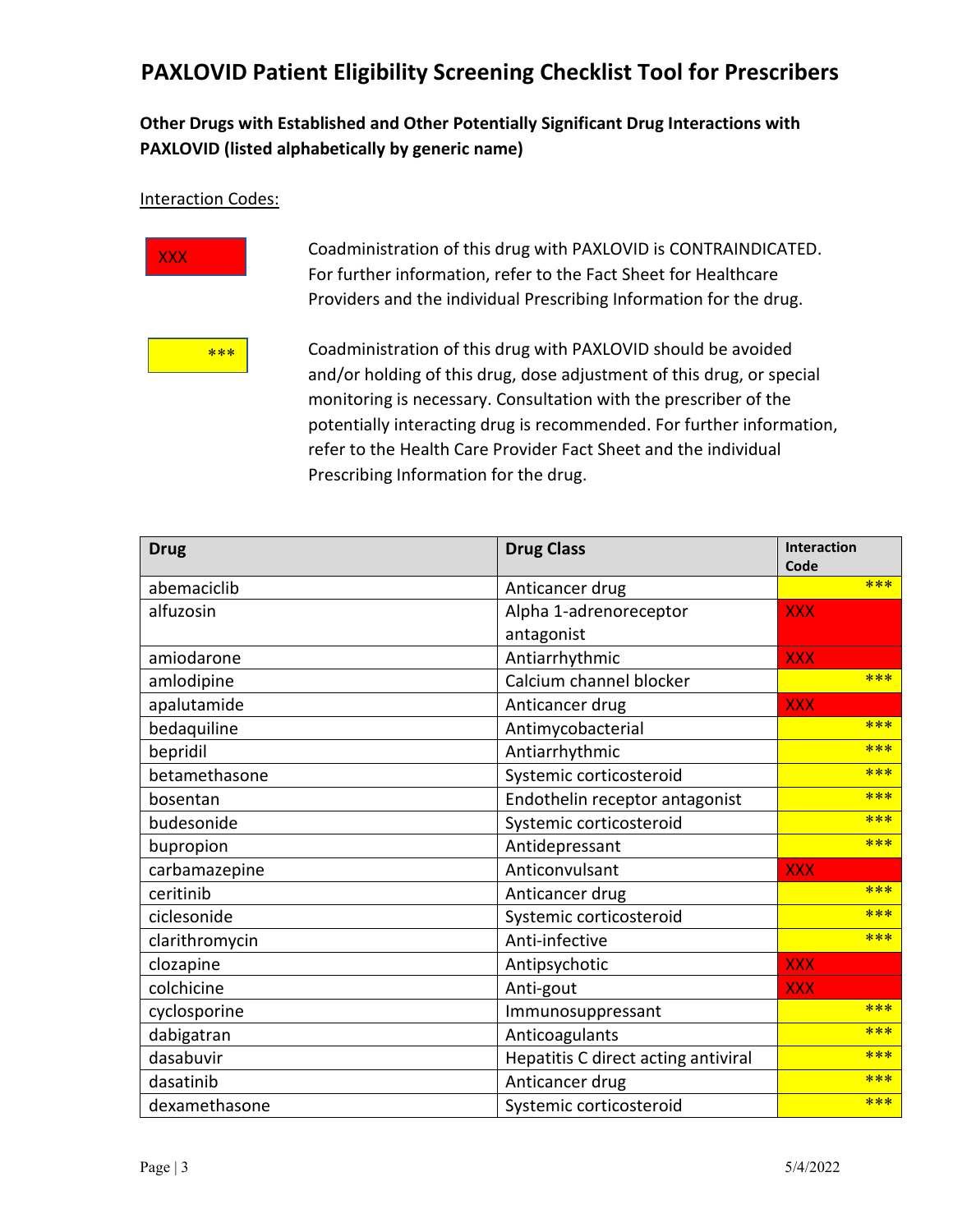# PAXLOVID Patient Eligibility Screening Checklist Tool for Prescribers

**Other Drugs with Established and Other Potentially Significant Drug Interactions with PAXLOVID (listed alphabetically by generic name)**

Interaction Codes:

| Code | Description |
|---|---|
| XXX | Coadministration of this drug with PAXLOVID is CONTRAINDICATED. For further information, refer to the Fact Sheet for Healthcare Providers and the individual Prescribing Information for the drug. |
| *** | Coadministration of this drug with PAXLOVID should be avoided and/or holding of this drug, dose adjustment of this drug, or special monitoring is necessary. Consultation with the prescriber of the potentially interacting drug is recommended. For further information, refer to the Health Care Provider Fact Sheet and the individual Prescribing Information for the drug. |

| Drug | Drug Class | Interaction Code |
|---|---|---|
| abemaciclib | Anticancer drug | *** |
| alfuzosin | Alpha 1-adrenoreceptor antagonist | XXX |
| amiodarone | Antiarrhythmic | XXX |
| amlodipine | Calcium channel blocker | *** |
| apalutamide | Anticancer drug | XXX |
| bedaquiline | Antimycobacterial | *** |
| bepridil | Antiarrhythmic | *** |
| betamethasone | Systemic corticosteroid | *** |
| bosentan | Endothelin receptor antagonist | *** |
| budesonide | Systemic corticosteroid | *** |
| bupropion | Antidepressant | *** |
| carbamazepine | Anticonvulsant | XXX |
| ceritinib | Anticancer drug | *** |
| ciclesonide | Systemic corticosteroid | *** |
| clarithromycin | Anti-infective | *** |
| clozapine | Antipsychotic | XXX |
| colchicine | Anti-gout | XXX |
| cyclosporine | Immunosuppressant | *** |
| dabigatran | Anticoagulants | *** |
| dasabuvir | Hepatitis C direct acting antiviral | *** |
| dasatinib | Anticancer drug | *** |
| dexamethasone | Systemic corticosteroid | *** |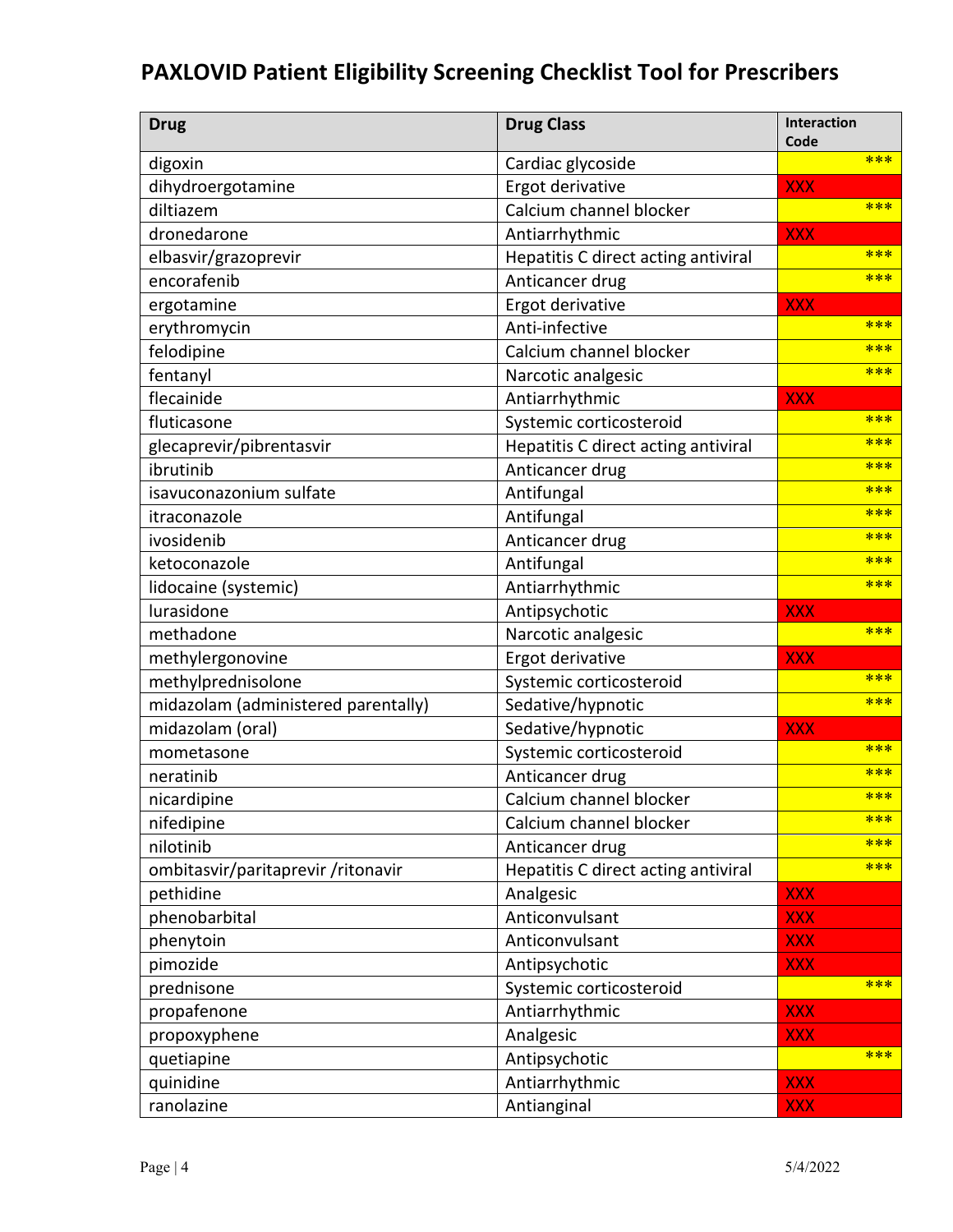## PAXLOVID Patient Eligibility Screening Checklist Tool for Prescribers

| Drug | Drug Class | Interaction Code |
|---|---|---|
| digoxin | Cardiac glycoside | *** |
| dihydroergotamine | Ergot derivative | XXX |
| diltiazem | Calcium channel blocker | *** |
| dronedarone | Antiarrhythmic | XXX |
| elbasvir/grazoprevir | Hepatitis C direct acting antiviral | *** |
| encorafenib | Anticancer drug | *** |
| ergotamine | Ergot derivative | XXX |
| erythromycin | Anti-infective | *** |
| felodipine | Calcium channel blocker | *** |
| fentanyl | Narcotic analgesic | *** |
| flecainide | Antiarrhythmic | XXX |
| fluticasone | Systemic corticosteroid | *** |
| glecaprevir/pibrentasvir | Hepatitis C direct acting antiviral | *** |
| ibrutinib | Anticancer drug | *** |
| isavuconazonium sulfate | Antifungal | *** |
| itraconazole | Antifungal | *** |
| ivosidenib | Anticancer drug | *** |
| ketoconazole | Antifungal | *** |
| lidocaine (systemic) | Antiarrhythmic | *** |
| lurasidone | Antipsychotic | XXX |
| methadone | Narcotic analgesic | *** |
| methylergonovine | Ergot derivative | XXX |
| methylprednisolone | Systemic corticosteroid | *** |
| midazolam (administered parentally) | Sedative/hypnotic | *** |
| midazolam (oral) | Sedative/hypnotic | XXX |
| mometasone | Systemic corticosteroid | *** |
| neratinib | Anticancer drug | *** |
| nicardipine | Calcium channel blocker | *** |
| nifedipine | Calcium channel blocker | *** |
| nilotinib | Anticancer drug | *** |
| ombitasvir/paritaprevir /ritonavir | Hepatitis C direct acting antiviral | *** |
| pethidine | Analgesic | XXX |
| phenobarbital | Anticonvulsant | XXX |
| phenytoin | Anticonvulsant | XXX |
| pimozide | Antipsychotic | XXX |
| prednisone | Systemic corticosteroid | *** |
| propafenone | Antiarrhythmic | XXX |
| propoxyphene | Analgesic | XXX |
| quetiapine | Antipsychotic | *** |
| quinidine | Antiarrhythmic | XXX |
| ranolazine | Antianginal | XXX |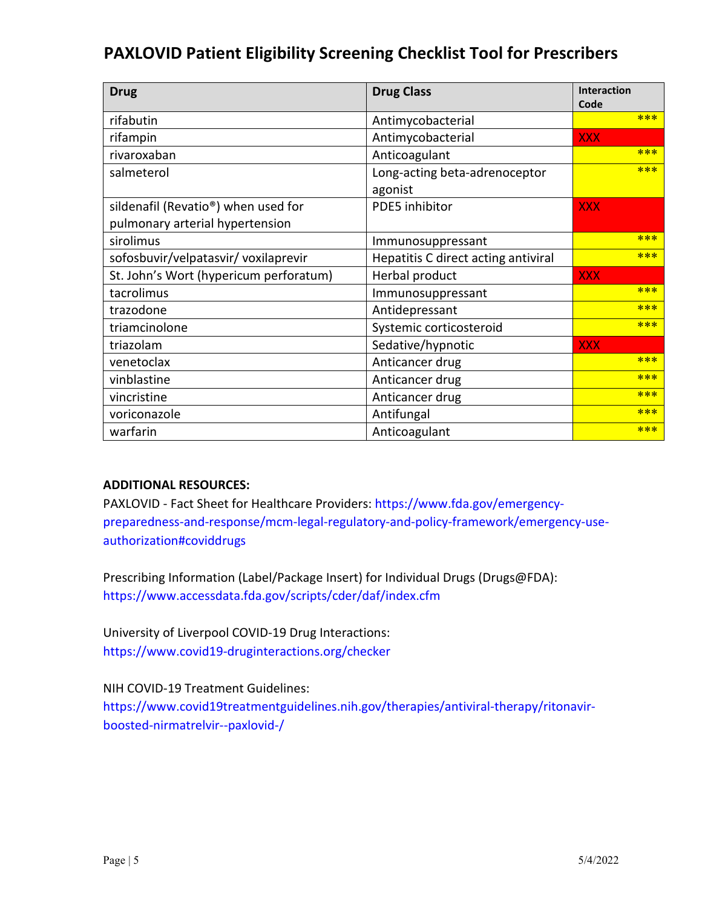# PAXLOVID Patient Eligibility Screening Checklist Tool for Prescribers

| Drug | Drug Class | Interaction Code |
|---|---|---|
| rifabutin | Antimycobacterial | *** |
| rifampin | Antimycobacterial | XXX |
| rivaroxaban | Anticoagulant | *** |
| salmeterol | Long-acting beta-adrenoceptor agonist | *** |
| sildenafil (Revatio®) when used for pulmonary arterial hypertension | PDE5 inhibitor | XXX |
| sirolimus | Immunosuppressant | *** |
| sofosbuvir/velpatasvir/ voxilaprevir | Hepatitis C direct acting antiviral | *** |
| St. John's Wort (hypericum perforatum) | Herbal product | XXX |
| tacrolimus | Immunosuppressant | *** |
| trazodone | Antidepressant | *** |
| triamcinolone | Systemic corticosteroid | *** |
| triazolam | Sedative/hypnotic | XXX |
| venetoclax | Anticancer drug | *** |
| vinblastine | Anticancer drug | *** |
| vincristine | Anticancer drug | *** |
| voriconazole | Antifungal | *** |
| warfarin | Anticoagulant | *** |

**ADDITIONAL RESOURCES:**

PAXLOVID - Fact Sheet for Healthcare Providers: https://www.fda.gov/emergency-preparedness-and-response/mcm-legal-regulatory-and-policy-framework/emergency-use-authorization#coviddrugs

Prescribing Information (Label/Package Insert) for Individual Drugs (Drugs@FDA): https://www.accessdata.fda.gov/scripts/cder/daf/index.cfm

University of Liverpool COVID-19 Drug Interactions: https://www.covid19-druginteractions.org/checker

NIH COVID-19 Treatment Guidelines: https://www.covid19treatmentguidelines.nih.gov/therapies/antiviral-therapy/ritonavir-boosted-nirmatrelvir--paxlovid-/

5/4/2022